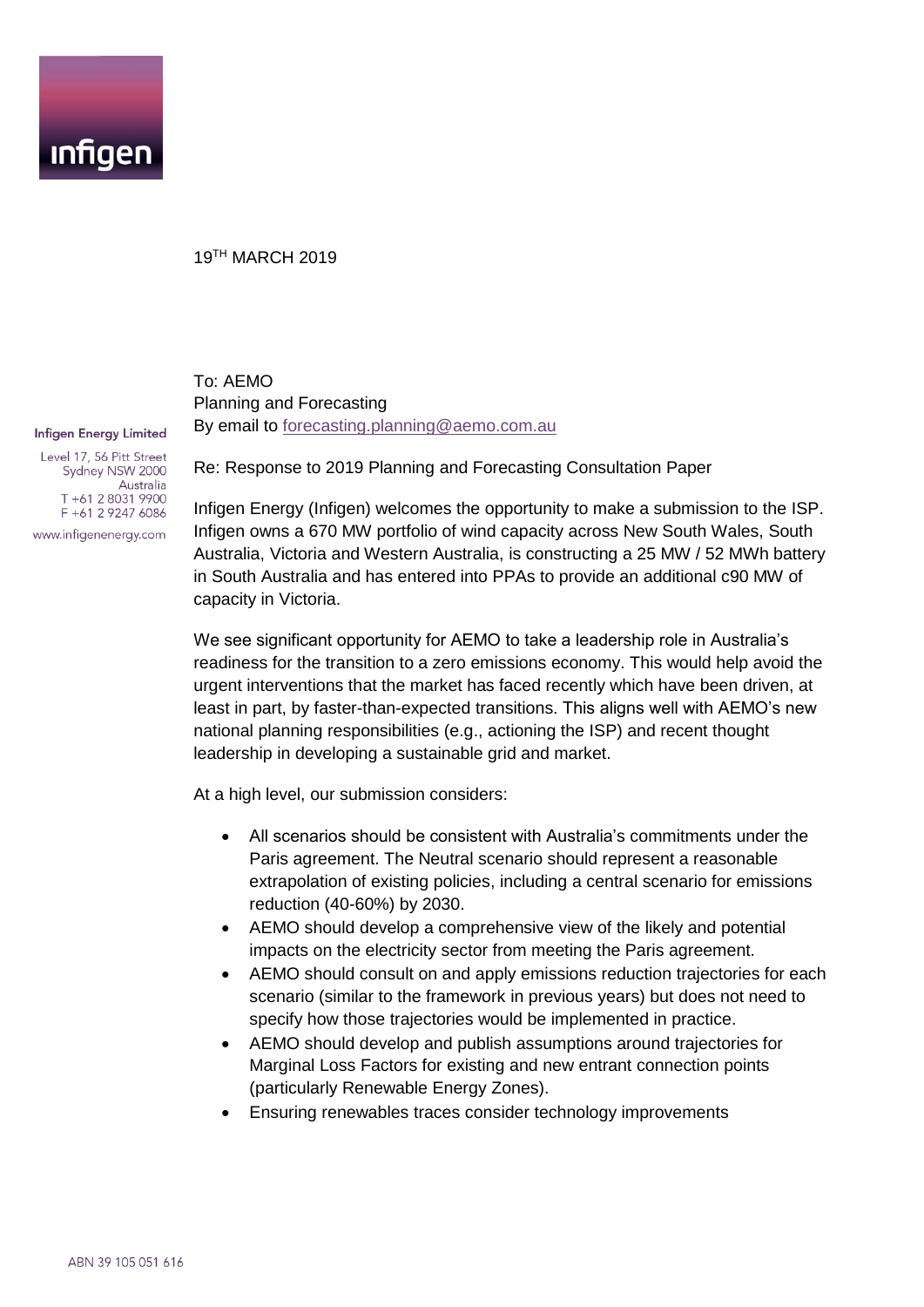19[TH] MARCH 2019

To: AEMO
Planning and Forecasting
By email to forecasting.planning@aemo.com.au

**Infigen Energy Limited**

Level 17, 56 Pitt Street
Sydney NSW 2000
Australia
T +61 2 8031 9900
F +61 2 9247 6086
www.infigenenergy.com

Re: Response to 2019 Planning and Forecasting Consultation Paper

Infigen Energy (Infigen) welcomes the opportunity to make a submission to the ISP. Infigen owns a 670 MW portfolio of wind capacity across New South Wales, South Australia, Victoria and Western Australia, is constructing a 25 MW / 52 MWh battery in South Australia and has entered into PPAs to provide an additional c90 MW of capacity in Victoria.

We see significant opportunity for AEMO to take a leadership role in Australia's readiness for the transition to a zero emissions economy. This would help avoid the urgent interventions that the market has faced recently which have been driven, at least in part, by faster-than-expected transitions. This aligns well with AEMO's new national planning responsibilities (e.g., actioning the ISP) and recent thought leadership in developing a sustainable grid and market.

At a high level, our submission considers:

- All scenarios should be consistent with Australia's commitments under the Paris agreement. The Neutral scenario should represent a reasonable extrapolation of existing policies, including a central scenario for emissions reduction (40-60%) by 2030.
- AEMO should develop a comprehensive view of the likely and potential impacts on the electricity sector from meeting the Paris agreement.
- AEMO should consult on and apply emissions reduction trajectories for each scenario (similar to the framework in previous years) but does not need to specify how those trajectories would be implemented in practice.
- AEMO should develop and publish assumptions around trajectories for Marginal Loss Factors for existing and new entrant connection points (particularly Renewable Energy Zones).
- Ensuring renewables traces consider technology improvements

ABN 39 105 051 616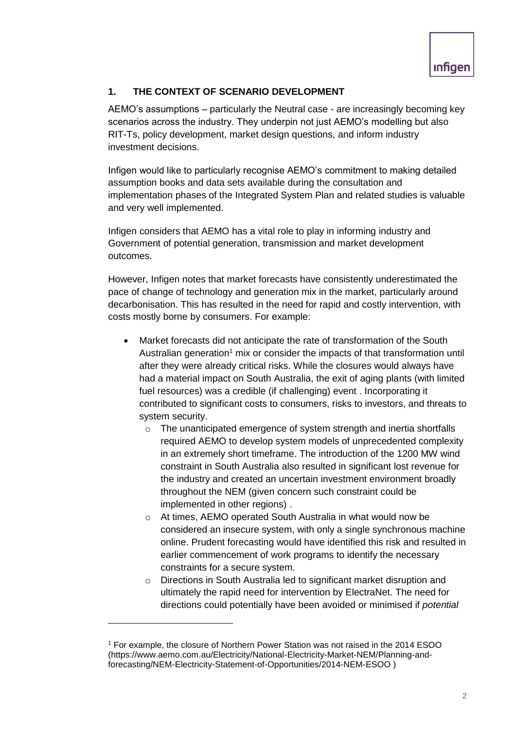## 1. THE CONTEXT OF SCENARIO DEVELOPMENT

AEMO's assumptions – particularly the Neutral case - are increasingly becoming key scenarios across the industry. They underpin not just AEMO's modelling but also RIT-Ts, policy development, market design questions, and inform industry investment decisions.

Infigen would like to particularly recognise AEMO's commitment to making detailed assumption books and data sets available during the consultation and implementation phases of the Integrated System Plan and related studies is valuable and very well implemented.

Infigen considers that AEMO has a vital role to play in informing industry and Government of potential generation, transmission and market development outcomes.

However, Infigen notes that market forecasts have consistently underestimated the pace of change of technology and generation mix in the market, particularly around decarbonisation. This has resulted in the need for rapid and costly intervention, with costs mostly borne by consumers. For example:

- Market forecasts did not anticipate the rate of transformation of the South Australian generation[1] mix or consider the impacts of that transformation until after they were already critical risks. While the closures would always have had a material impact on South Australia, the exit of aging plants (with limited fuel resources) was a credible (if challenging) event . Incorporating it contributed to significant costs to consumers, risks to investors, and threats to system security.
  - The unanticipated emergence of system strength and inertia shortfalls required AEMO to develop system models of unprecedented complexity in an extremely short timeframe. The introduction of the 1200 MW wind constraint in South Australia also resulted in significant lost revenue for the industry and created an uncertain investment environment broadly throughout the NEM (given concern such constraint could be implemented in other regions) .
  - At times, AEMO operated South Australia in what would now be considered an insecure system, with only a single synchronous machine online. Prudent forecasting would have identified this risk and resulted in earlier commencement of work programs to identify the necessary constraints for a secure system.
  - Directions in South Australia led to significant market disruption and ultimately the rapid need for intervention by ElectraNet. The need for directions could potentially have been avoided or minimised if *potential*

---

[1] For example, the closure of Northern Power Station was not raised in the 2014 ESOO (https://www.aemo.com.au/Electricity/National-Electricity-Market-NEM/Planning-and-forecasting/NEM-Electricity-Statement-of-Opportunities/2014-NEM-ESOO )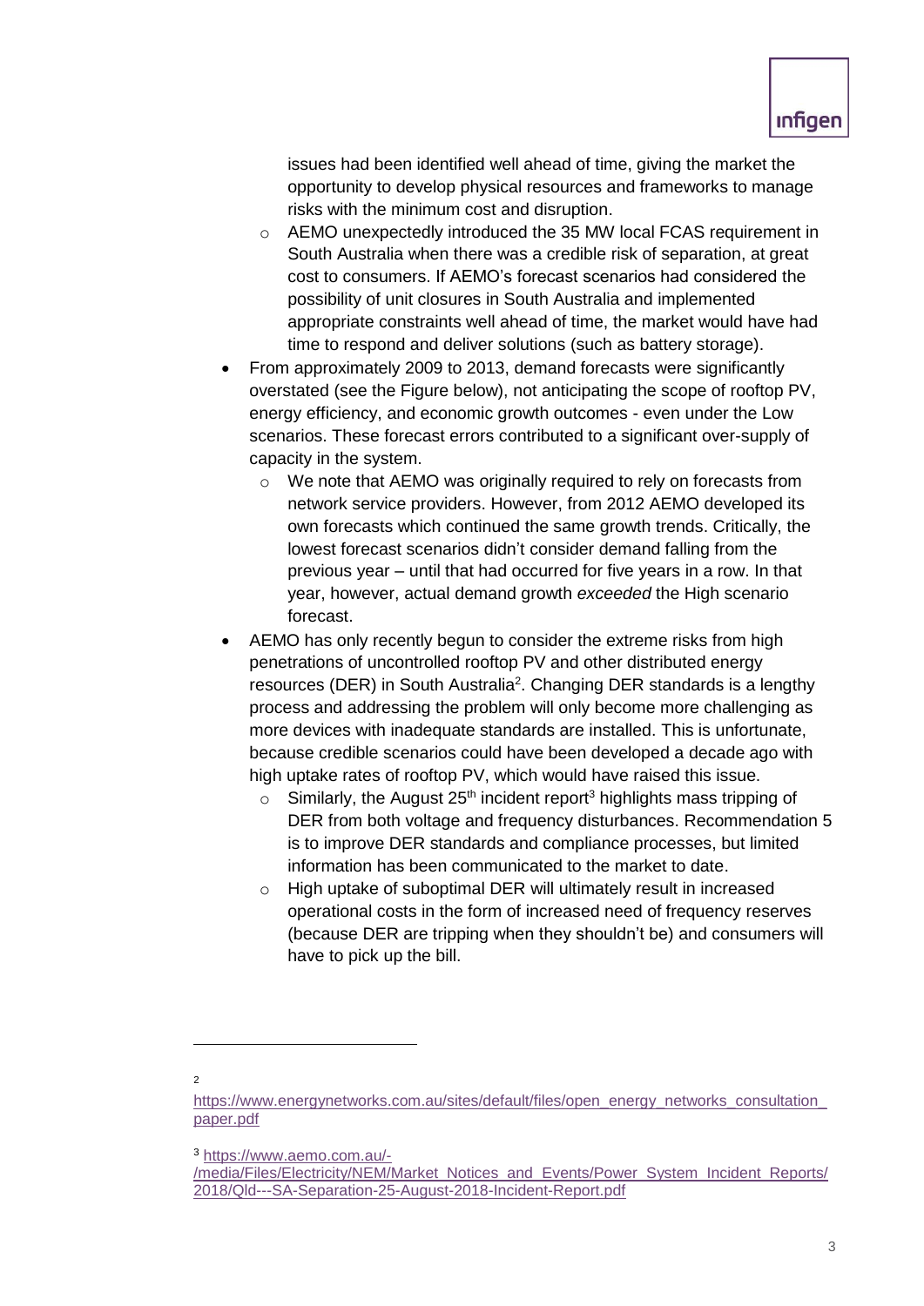issues had been identified well ahead of time, giving the market the opportunity to develop physical resources and frameworks to manage risks with the minimum cost and disruption.

    - AEMO unexpectedly introduced the 35 MW local FCAS requirement in South Australia when there was a credible risk of separation, at great cost to consumers. If AEMO's forecast scenarios had considered the possibility of unit closures in South Australia and implemented appropriate constraints well ahead of time, the market would have had time to respond and deliver solutions (such as battery storage).

- From approximately 2009 to 2013, demand forecasts were significantly overstated (see the Figure below), not anticipating the scope of rooftop PV, energy efficiency, and economic growth outcomes - even under the Low scenarios. These forecast errors contributed to a significant over-supply of capacity in the system.
    - We note that AEMO was originally required to rely on forecasts from network service providers. However, from 2012 AEMO developed its own forecasts which continued the same growth trends. Critically, the lowest forecast scenarios didn't consider demand falling from the previous year – until that had occurred for five years in a row. In that year, however, actual demand growth *exceeded* the High scenario forecast.
- AEMO has only recently begun to consider the extreme risks from high penetrations of uncontrolled rooftop PV and other distributed energy resources (DER) in South Australia[2]. Changing DER standards is a lengthy process and addressing the problem will only become more challenging as more devices with inadequate standards are installed. This is unfortunate, because credible scenarios could have been developed a decade ago with high uptake rates of rooftop PV, which would have raised this issue.
    - Similarly, the August 25th incident report[3] highlights mass tripping of DER from both voltage and frequency disturbances. Recommendation 5 is to improve DER standards and compliance processes, but limited information has been communicated to the market to date.
    - High uptake of suboptimal DER will ultimately result in increased operational costs in the form of increased need of frequency reserves (because DER are tripping when they shouldn't be) and consumers will have to pick up the bill.

---

[2] https://www.energynetworks.com.au/sites/default/files/open_energy_networks_consultation_paper.pdf

[3] https://www.aemo.com.au/-/media/Files/Electricity/NEM/Market_Notices_and_Events/Power_System_Incident_Reports/2018/Qld---SA-Separation-25-August-2018-Incident-Report.pdf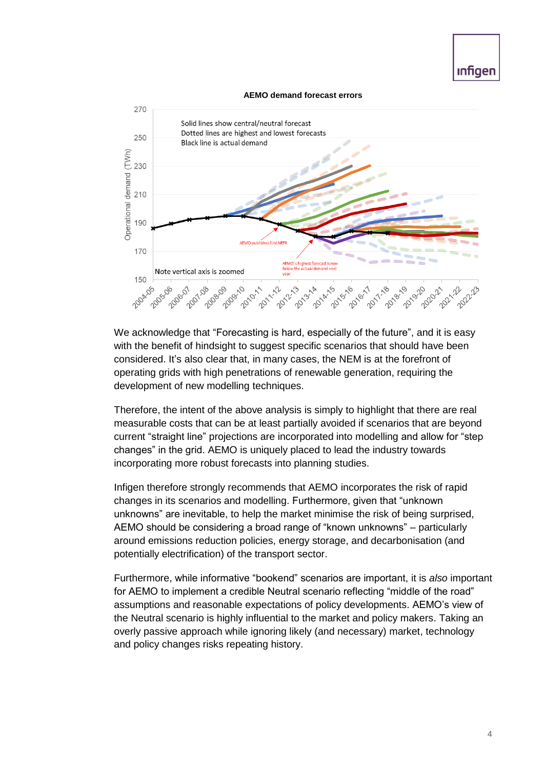**AEMO demand forecast errors**

We acknowledge that “Forecasting is hard, especially of the future”, and it is easy with the benefit of hindsight to suggest specific scenarios that should have been considered. It’s also clear that, in many cases, the NEM is at the forefront of operating grids with high penetrations of renewable generation, requiring the development of new modelling techniques.

Therefore, the intent of the above analysis is simply to highlight that there are real measurable costs that can be at least partially avoided if scenarios that are beyond current “straight line” projections are incorporated into modelling and allow for “step changes” in the grid. AEMO is uniquely placed to lead the industry towards incorporating more robust forecasts into planning studies.

Infigen therefore strongly recommends that AEMO incorporates the risk of rapid changes in its scenarios and modelling. Furthermore, given that “unknown unknowns” are inevitable, to help the market minimise the risk of being surprised, AEMO should be considering a broad range of “known unknowns” – particularly around emissions reduction policies, energy storage, and decarbonisation (and potentially electrification) of the transport sector.

Furthermore, while informative “bookend” scenarios are important, it is *also* important for AEMO to implement a credible Neutral scenario reflecting “middle of the road” assumptions and reasonable expectations of policy developments. AEMO’s view of the Neutral scenario is highly influential to the market and policy makers. Taking an overly passive approach while ignoring likely (and necessary) market, technology and policy changes risks repeating history.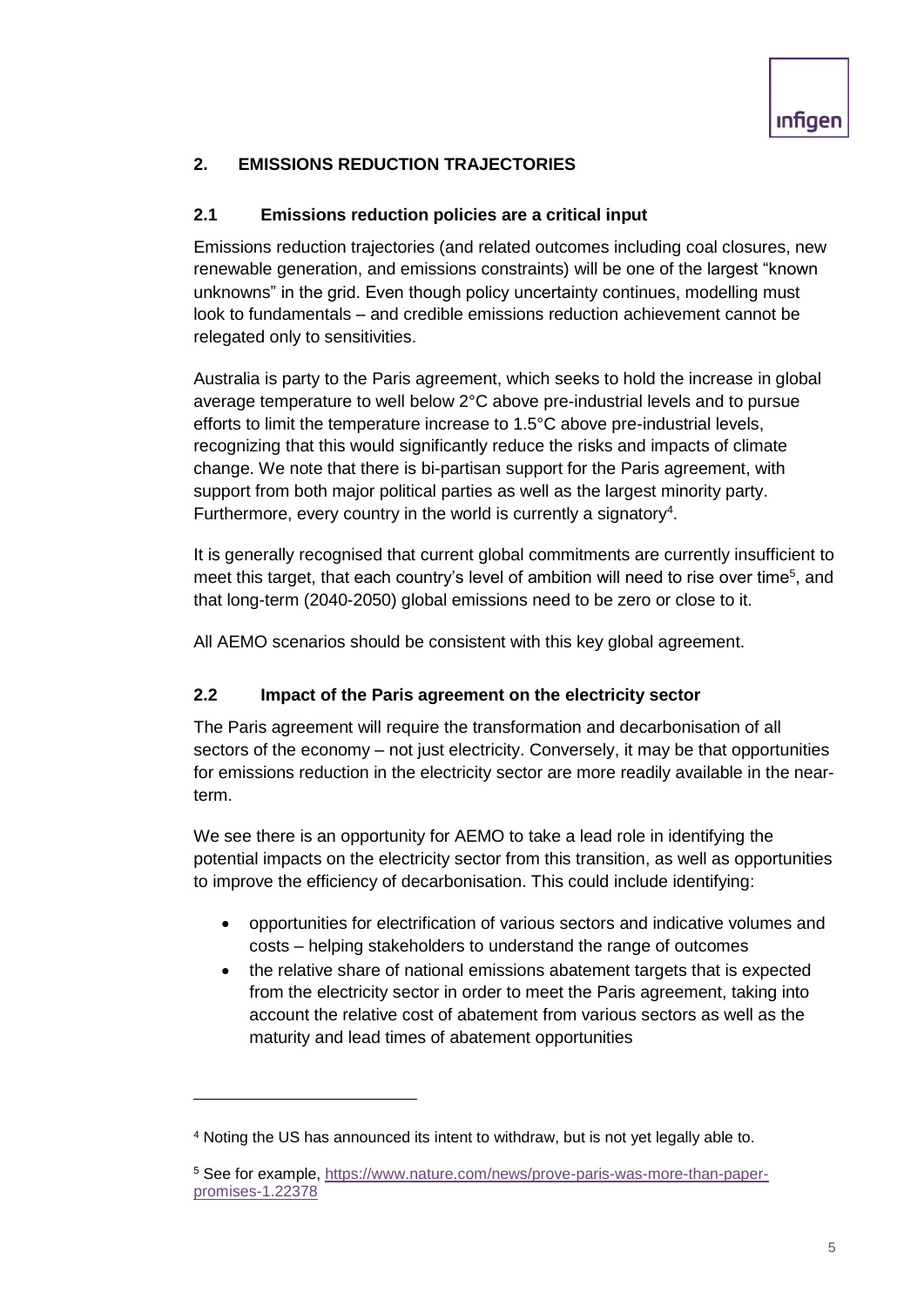## 2. EMISSIONS REDUCTION TRAJECTORIES

### 2.1 Emissions reduction policies are a critical input

Emissions reduction trajectories (and related outcomes including coal closures, new renewable generation, and emissions constraints) will be one of the largest "known unknowns" in the grid. Even though policy uncertainty continues, modelling must look to fundamentals – and credible emissions reduction achievement cannot be relegated only to sensitivities.

Australia is party to the Paris agreement, which seeks to hold the increase in global average temperature to well below 2°C above pre-industrial levels and to pursue efforts to limit the temperature increase to 1.5°C above pre-industrial levels, recognizing that this would significantly reduce the risks and impacts of climate change. We note that there is bi-partisan support for the Paris agreement, with support from both major political parties as well as the largest minority party. Furthermore, every country in the world is currently a signatory[4].

It is generally recognised that current global commitments are currently insufficient to meet this target, that each country's level of ambition will need to rise over time[5], and that long-term (2040-2050) global emissions need to be zero or close to it.

All AEMO scenarios should be consistent with this key global agreement.

### 2.2 Impact of the Paris agreement on the electricity sector

The Paris agreement will require the transformation and decarbonisation of all sectors of the economy – not just electricity. Conversely, it may be that opportunities for emissions reduction in the electricity sector are more readily available in the near-term.

We see there is an opportunity for AEMO to take a lead role in identifying the potential impacts on the electricity sector from this transition, as well as opportunities to improve the efficiency of decarbonisation. This could include identifying:

- opportunities for electrification of various sectors and indicative volumes and costs – helping stakeholders to understand the range of outcomes
- the relative share of national emissions abatement targets that is expected from the electricity sector in order to meet the Paris agreement, taking into account the relative cost of abatement from various sectors as well as the maturity and lead times of abatement opportunities

---

[4] Noting the US has announced its intent to withdraw, but is not yet legally able to.

[5] See for example, https://www.nature.com/news/prove-paris-was-more-than-paper-promises-1.22378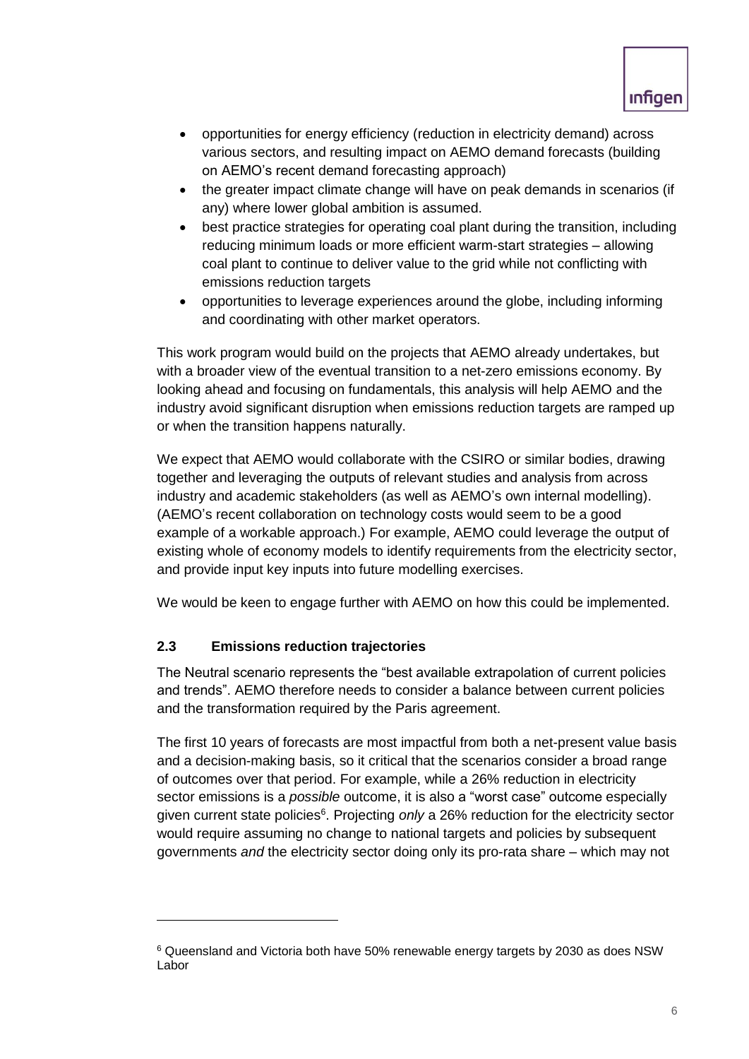- opportunities for energy efficiency (reduction in electricity demand) across various sectors, and resulting impact on AEMO demand forecasts (building on AEMO's recent demand forecasting approach)
- the greater impact climate change will have on peak demands in scenarios (if any) where lower global ambition is assumed.
- best practice strategies for operating coal plant during the transition, including reducing minimum loads or more efficient warm-start strategies – allowing coal plant to continue to deliver value to the grid while not conflicting with emissions reduction targets
- opportunities to leverage experiences around the globe, including informing and coordinating with other market operators.

This work program would build on the projects that AEMO already undertakes, but with a broader view of the eventual transition to a net-zero emissions economy. By looking ahead and focusing on fundamentals, this analysis will help AEMO and the industry avoid significant disruption when emissions reduction targets are ramped up or when the transition happens naturally.

We expect that AEMO would collaborate with the CSIRO or similar bodies, drawing together and leveraging the outputs of relevant studies and analysis from across industry and academic stakeholders (as well as AEMO's own internal modelling). (AEMO's recent collaboration on technology costs would seem to be a good example of a workable approach.) For example, AEMO could leverage the output of existing whole of economy models to identify requirements from the electricity sector, and provide input key inputs into future modelling exercises.

We would be keen to engage further with AEMO on how this could be implemented.

### 2.3 Emissions reduction trajectories

The Neutral scenario represents the "best available extrapolation of current policies and trends". AEMO therefore needs to consider a balance between current policies and the transformation required by the Paris agreement.

The first 10 years of forecasts are most impactful from both a net-present value basis and a decision-making basis, so it critical that the scenarios consider a broad range of outcomes over that period. For example, while a 26% reduction in electricity sector emissions is a *possible* outcome, it is also a "worst case" outcome especially given current state policies[6]. Projecting *only* a 26% reduction for the electricity sector would require assuming no change to national targets and policies by subsequent governments *and* the electricity sector doing only its pro-rata share – which may not

[6] Queensland and Victoria both have 50% renewable energy targets by 2030 as does NSW Labor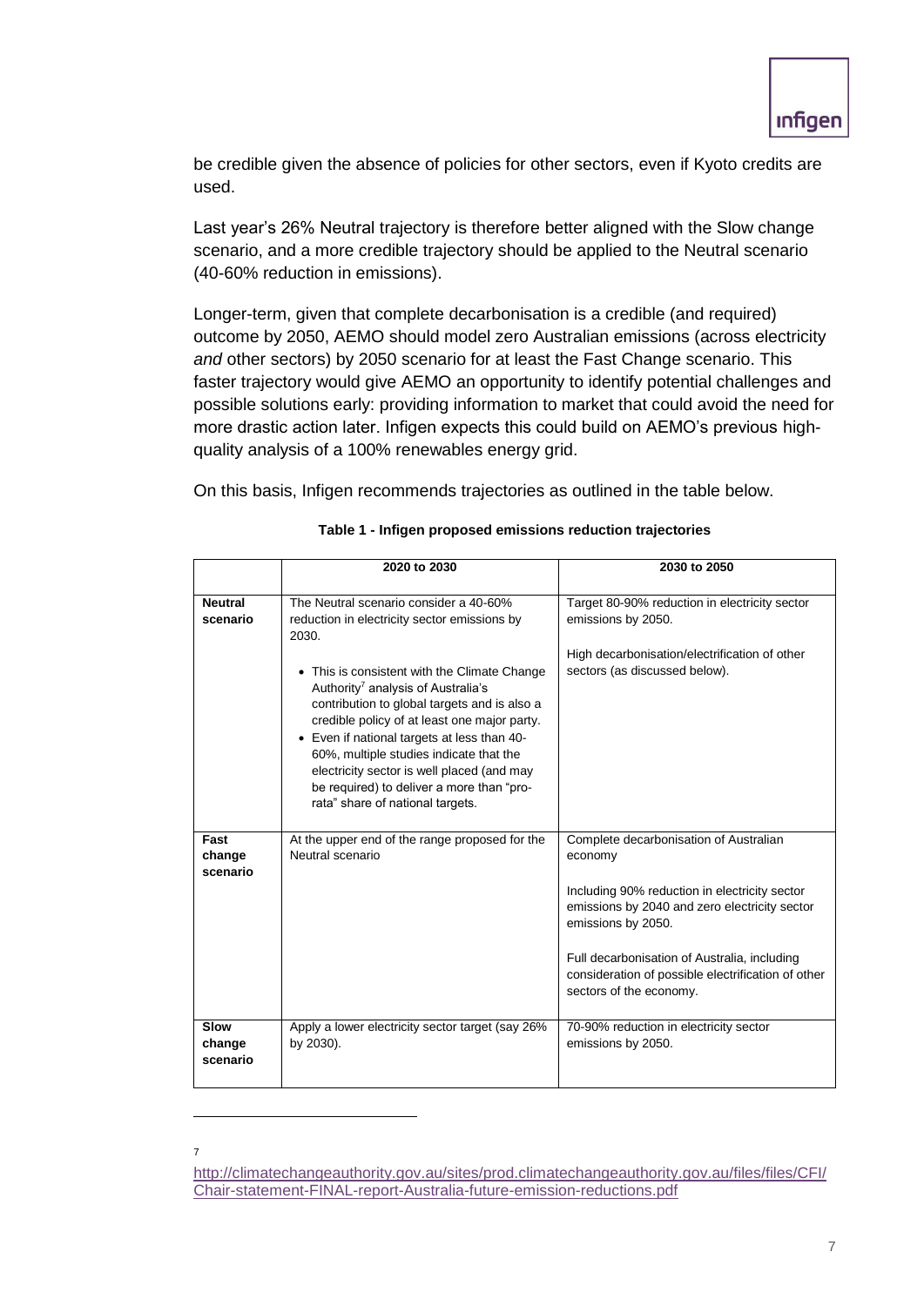be credible given the absence of policies for other sectors, even if Kyoto credits are used.

Last year's 26% Neutral trajectory is therefore better aligned with the Slow change scenario, and a more credible trajectory should be applied to the Neutral scenario (40-60% reduction in emissions).

Longer-term, given that complete decarbonisation is a credible (and required) outcome by 2050, AEMO should model zero Australian emissions (across electricity *and* other sectors) by 2050 scenario for at least the Fast Change scenario. This faster trajectory would give AEMO an opportunity to identify potential challenges and possible solutions early: providing information to market that could avoid the need for more drastic action later. Infigen expects this could build on AEMO's previous high-quality analysis of a 100% renewables energy grid.

On this basis, Infigen recommends trajectories as outlined in the table below.

**Table 1 - Infigen proposed emissions reduction trajectories**

| | 2020 to 2030 | 2030 to 2050 |
|---|---|---|
| **Neutral scenario** | The Neutral scenario consider a 40-60% reduction in electricity sector emissions by 2030.<br><br>• This is consistent with the Climate Change Authority[7] analysis of Australia's contribution to global targets and is also a credible policy of at least one major party.<br>• Even if national targets at less than 40-60%, multiple studies indicate that the electricity sector is well placed (and may be required) to deliver a more than "pro-rata" share of national targets. | Target 80-90% reduction in electricity sector emissions by 2050.<br><br>High decarbonisation/electrification of other sectors (as discussed below). |
| **Fast change scenario** | At the upper end of the range proposed for the Neutral scenario | Complete decarbonisation of Australian economy<br><br>Including 90% reduction in electricity sector emissions by 2040 and zero electricity sector emissions by 2050.<br><br>Full decarbonisation of Australia, including consideration of possible electrification of other sectors of the economy. |
| **Slow change scenario** | Apply a lower electricity sector target (say 26% by 2030). | 70-90% reduction in electricity sector emissions by 2050. |

[7] http://climatechangeauthority.gov.au/sites/prod.climatechangeauthority.gov.au/files/files/CFI/Chair-statement-FINAL-report-Australia-future-emission-reductions.pdf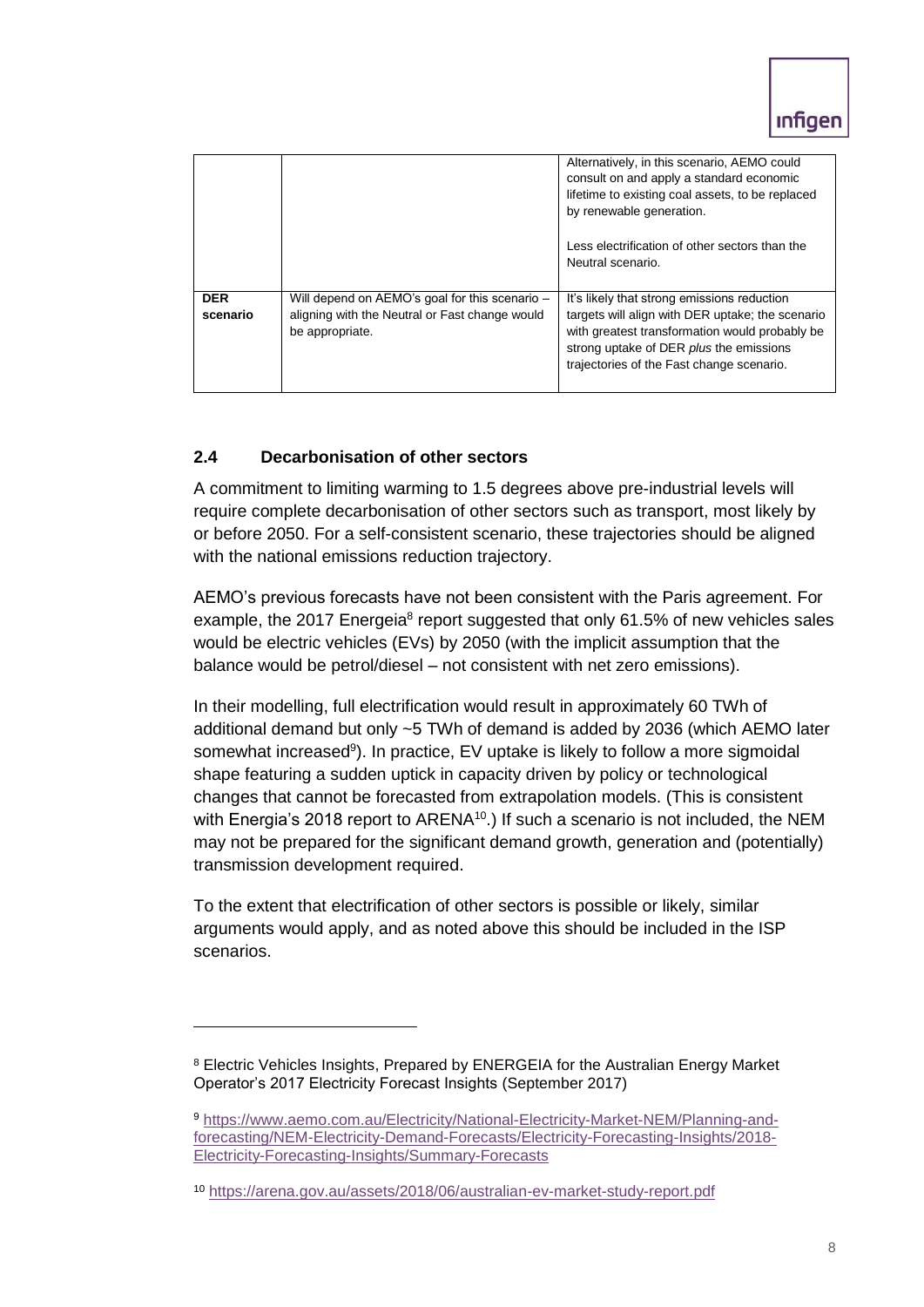| | | |
|---|---|---|
| | | Alternatively, in this scenario, AEMO could consult on and apply a standard economic lifetime to existing coal assets, to be replaced by renewable generation.<br><br>Less electrification of other sectors than the Neutral scenario. |
| **DER scenario** | Will depend on AEMO's goal for this scenario – aligning with the Neutral or Fast change would be appropriate. | It's likely that strong emissions reduction targets will align with DER uptake; the scenario with greatest transformation would probably be strong uptake of DER *plus* the emissions trajectories of the Fast change scenario. |

### 2.4 Decarbonisation of other sectors

A commitment to limiting warming to 1.5 degrees above pre-industrial levels will require complete decarbonisation of other sectors such as transport, most likely by or before 2050. For a self-consistent scenario, these trajectories should be aligned with the national emissions reduction trajectory.

AEMO's previous forecasts have not been consistent with the Paris agreement. For example, the 2017 Energeia[8] report suggested that only 61.5% of new vehicles sales would be electric vehicles (EVs) by 2050 (with the implicit assumption that the balance would be petrol/diesel – not consistent with net zero emissions).

In their modelling, full electrification would result in approximately 60 TWh of additional demand but only ~5 TWh of demand is added by 2036 (which AEMO later somewhat increased[9]). In practice, EV uptake is likely to follow a more sigmoidal shape featuring a sudden uptick in capacity driven by policy or technological changes that cannot be forecasted from extrapolation models. (This is consistent with Energia's 2018 report to ARENA[10].) If such a scenario is not included, the NEM may not be prepared for the significant demand growth, generation and (potentially) transmission development required.

To the extent that electrification of other sectors is possible or likely, similar arguments would apply, and as noted above this should be included in the ISP scenarios.

---

[8] Electric Vehicles Insights, Prepared by ENERGEIA for the Australian Energy Market Operator's 2017 Electricity Forecast Insights (September 2017)

[9] https://www.aemo.com.au/Electricity/National-Electricity-Market-NEM/Planning-and-forecasting/NEM-Electricity-Demand-Forecasts/Electricity-Forecasting-Insights/2018-Electricity-Forecasting-Insights/Summary-Forecasts

[10] https://arena.gov.au/assets/2018/06/australian-ev-market-study-report.pdf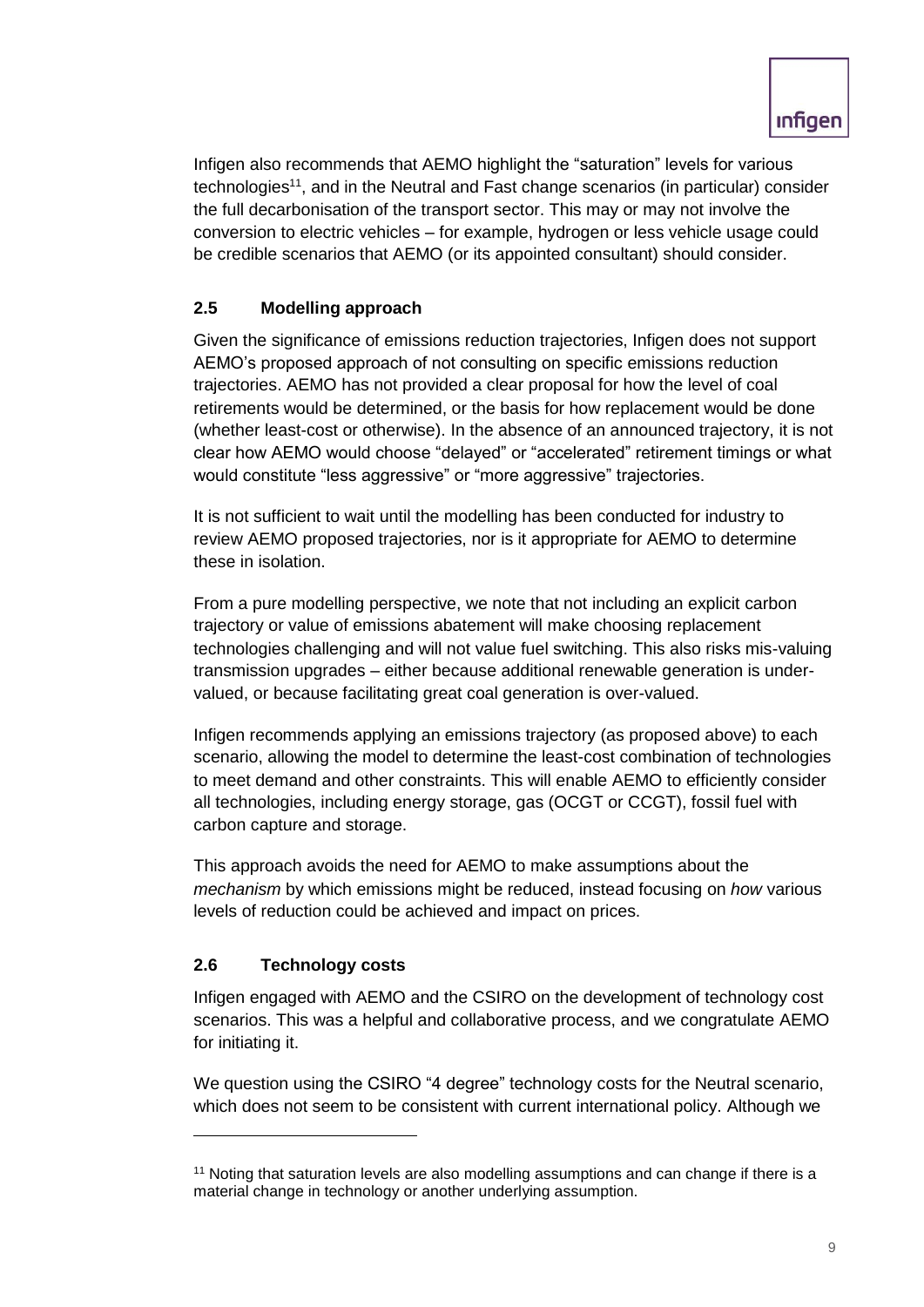Infigen also recommends that AEMO highlight the "saturation" levels for various technologies[11], and in the Neutral and Fast change scenarios (in particular) consider the full decarbonisation of the transport sector. This may or may not involve the conversion to electric vehicles – for example, hydrogen or less vehicle usage could be credible scenarios that AEMO (or its appointed consultant) should consider.

### 2.5 Modelling approach

Given the significance of emissions reduction trajectories, Infigen does not support AEMO's proposed approach of not consulting on specific emissions reduction trajectories. AEMO has not provided a clear proposal for how the level of coal retirements would be determined, or the basis for how replacement would be done (whether least-cost or otherwise). In the absence of an announced trajectory, it is not clear how AEMO would choose "delayed" or "accelerated" retirement timings or what would constitute "less aggressive" or "more aggressive" trajectories.

It is not sufficient to wait until the modelling has been conducted for industry to review AEMO proposed trajectories, nor is it appropriate for AEMO to determine these in isolation.

From a pure modelling perspective, we note that not including an explicit carbon trajectory or value of emissions abatement will make choosing replacement technologies challenging and will not value fuel switching. This also risks mis-valuing transmission upgrades – either because additional renewable generation is under-valued, or because facilitating great coal generation is over-valued.

Infigen recommends applying an emissions trajectory (as proposed above) to each scenario, allowing the model to determine the least-cost combination of technologies to meet demand and other constraints. This will enable AEMO to efficiently consider all technologies, including energy storage, gas (OCGT or CCGT), fossil fuel with carbon capture and storage.

This approach avoids the need for AEMO to make assumptions about the *mechanism* by which emissions might be reduced, instead focusing on *how* various levels of reduction could be achieved and impact on prices.

### 2.6 Technology costs

Infigen engaged with AEMO and the CSIRO on the development of technology cost scenarios. This was a helpful and collaborative process, and we congratulate AEMO for initiating it.

We question using the CSIRO "4 degree" technology costs for the Neutral scenario, which does not seem to be consistent with current international policy. Although we

---

[11] Noting that saturation levels are also modelling assumptions and can change if there is a material change in technology or another underlying assumption.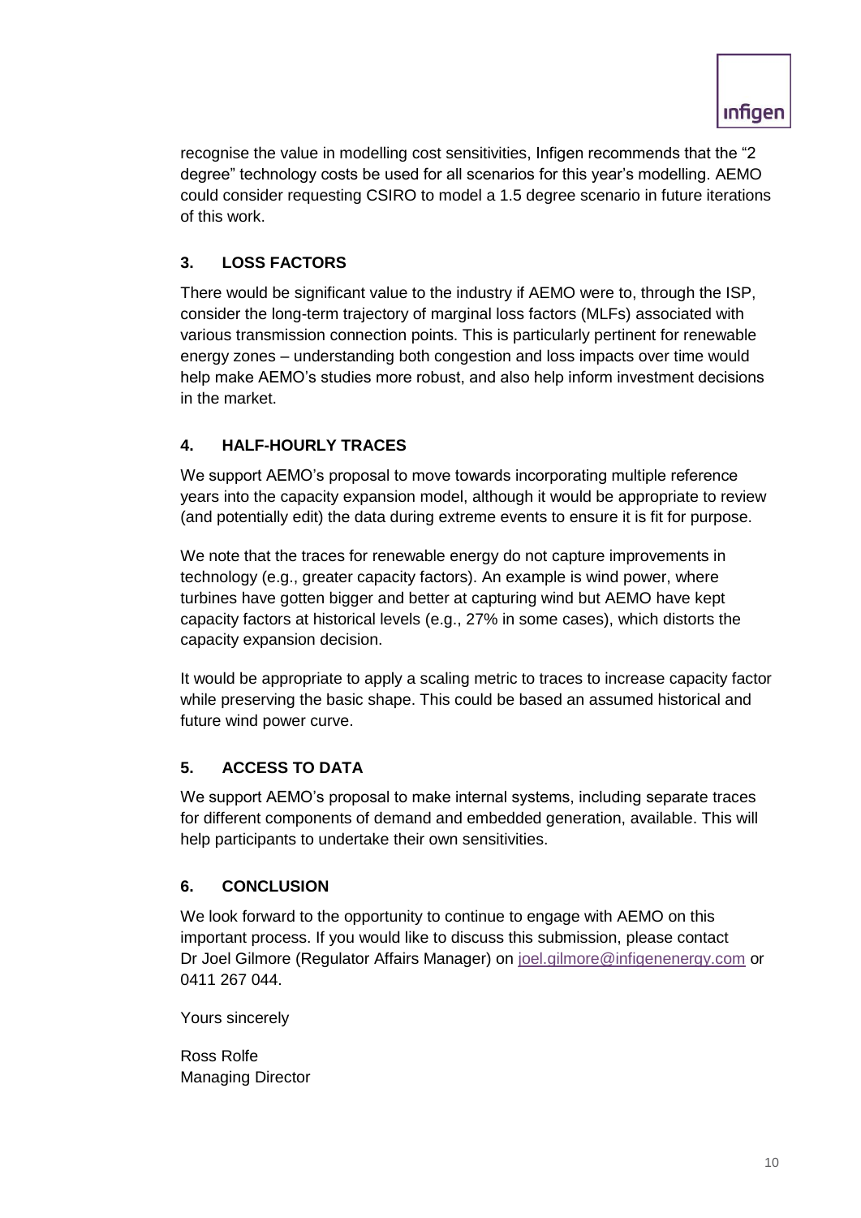recognise the value in modelling cost sensitivities, Infigen recommends that the "2 degree" technology costs be used for all scenarios for this year's modelling. AEMO could consider requesting CSIRO to model a 1.5 degree scenario in future iterations of this work.

## 3. LOSS FACTORS

There would be significant value to the industry if AEMO were to, through the ISP, consider the long-term trajectory of marginal loss factors (MLFs) associated with various transmission connection points. This is particularly pertinent for renewable energy zones – understanding both congestion and loss impacts over time would help make AEMO's studies more robust, and also help inform investment decisions in the market.

## 4. HALF-HOURLY TRACES

We support AEMO's proposal to move towards incorporating multiple reference years into the capacity expansion model, although it would be appropriate to review (and potentially edit) the data during extreme events to ensure it is fit for purpose.

We note that the traces for renewable energy do not capture improvements in technology (e.g., greater capacity factors). An example is wind power, where turbines have gotten bigger and better at capturing wind but AEMO have kept capacity factors at historical levels (e.g., 27% in some cases), which distorts the capacity expansion decision.

It would be appropriate to apply a scaling metric to traces to increase capacity factor while preserving the basic shape. This could be based an assumed historical and future wind power curve.

## 5. ACCESS TO DATA

We support AEMO's proposal to make internal systems, including separate traces for different components of demand and embedded generation, available. This will help participants to undertake their own sensitivities.

## 6. CONCLUSION

We look forward to the opportunity to continue to engage with AEMO on this important process. If you would like to discuss this submission, please contact Dr Joel Gilmore (Regulator Affairs Manager) on joel.gilmore@infigenenergy.com or 0411 267 044.

Yours sincerely

Ross Rolfe
Managing Director